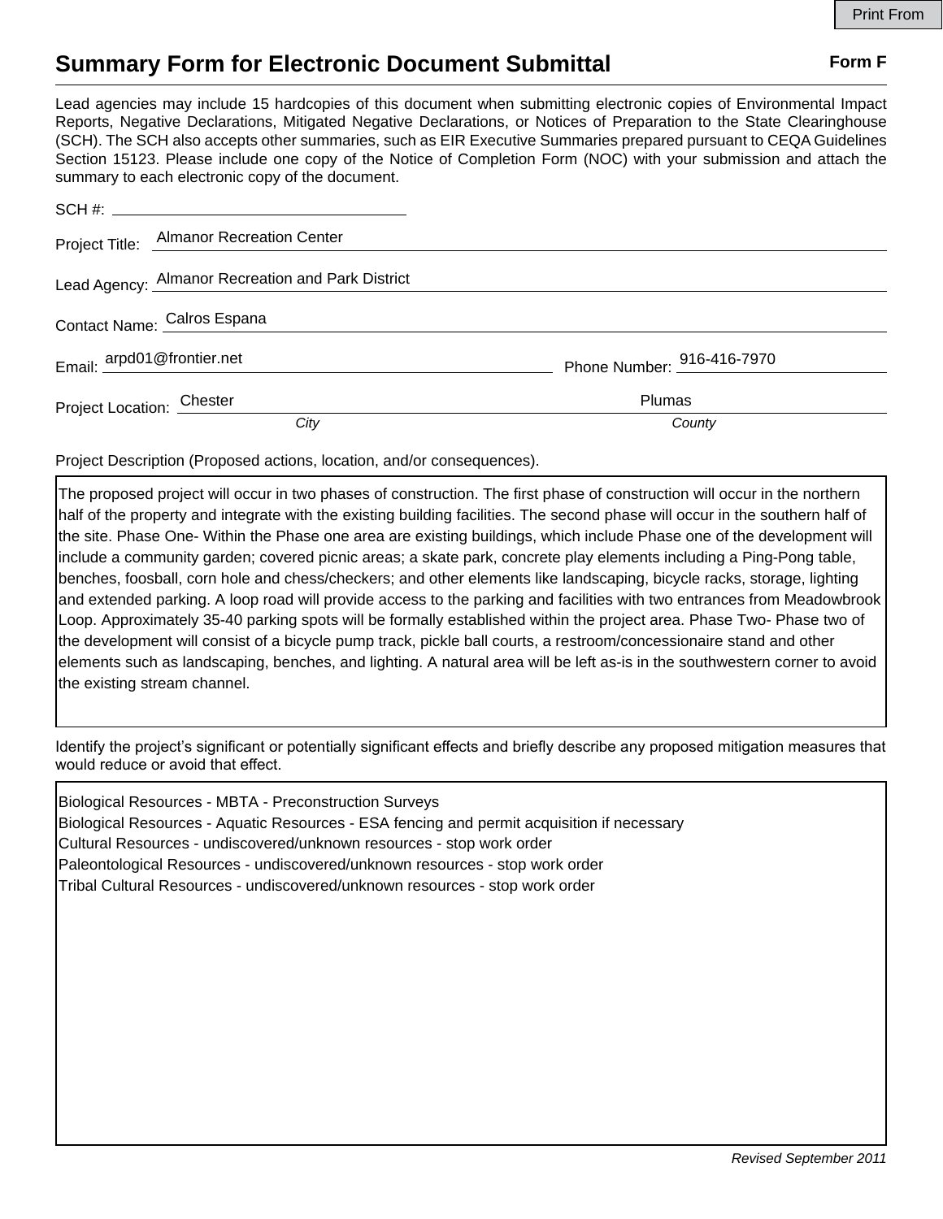# Summary Form for Electronic Document Submittal

**Form F**

Lead agencies may include 15 hardcopies of this document when submitting electronic copies of Environmental Impact Reports, Negative Declarations, Mitigated Negative Declarations, or Notices of Preparation to the State Clearinghouse (SCH). The SCH also accepts other summaries, such as EIR Executive Summaries prepared pursuant to CEQA Guidelines Section 15123. Please include one copy of the Notice of Completion Form (NOC) with your submission and attach the summary to each electronic copy of the document.

SCH #: 

Project Title: Almanor Recreation Center

Lead Agency: Almanor Recreation and Park District

Contact Name: Calros Espana

Email: arpd01@frontier.net Phone Number: 916-416-7970

Project Location: Chester (*City*) Plumas (*County*)

Project Description (Proposed actions, location, and/or consequences).

The proposed project will occur in two phases of construction. The first phase of construction will occur in the northern half of the property and integrate with the existing building facilities. The second phase will occur in the southern half of the site. Phase One- Within the Phase one area are existing buildings, which include Phase one of the development will include a community garden; covered picnic areas; a skate park, concrete play elements including a Ping-Pong table, benches, foosball, corn hole and chess/checkers; and other elements like landscaping, bicycle racks, storage, lighting and extended parking. A loop road will provide access to the parking and facilities with two entrances from Meadowbrook Loop. Approximately 35-40 parking spots will be formally established within the project area. Phase Two- Phase two of the development will consist of a bicycle pump track, pickle ball courts, a restroom/concessionaire stand and other elements such as landscaping, benches, and lighting. A natural area will be left as-is in the southwestern corner to avoid the existing stream channel.

Identify the project's significant or potentially significant effects and briefly describe any proposed mitigation measures that would reduce or avoid that effect.

Biological Resources - MBTA - Preconstruction Surveys
Biological Resources - Aquatic Resources - ESA fencing and permit acquisition if necessary
Cultural Resources - undiscovered/unknown resources - stop work order
Paleontological Resources - undiscovered/unknown resources - stop work order
Tribal Cultural Resources - undiscovered/unknown resources - stop work order

*Revised September 2011*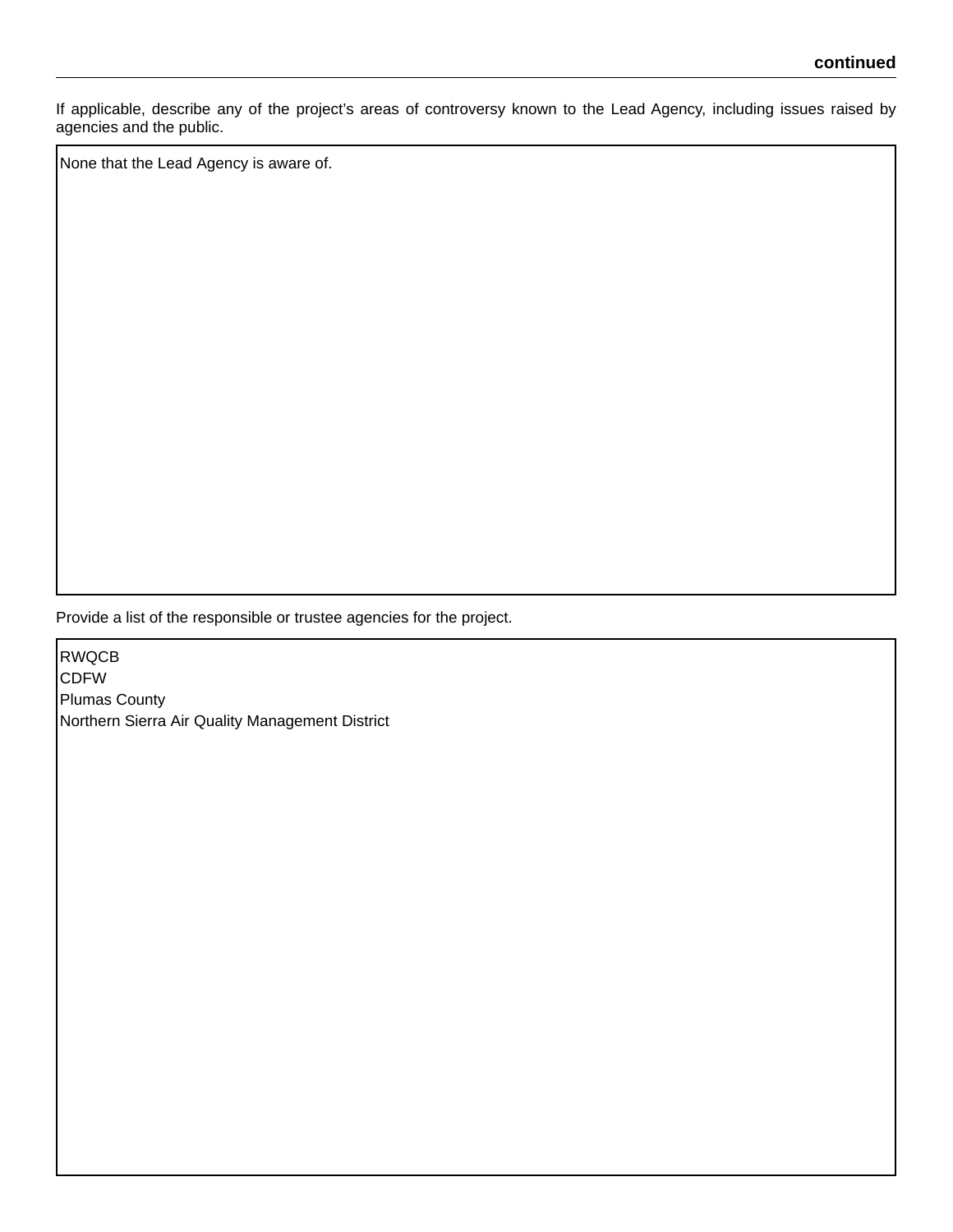**continued**

If applicable, describe any of the project's areas of controversy known to the Lead Agency, including issues raised by agencies and the public.

None that the Lead Agency is aware of.

Provide a list of the responsible or trustee agencies for the project.

RWQCB
CDFW
Plumas County
Northern Sierra Air Quality Management District